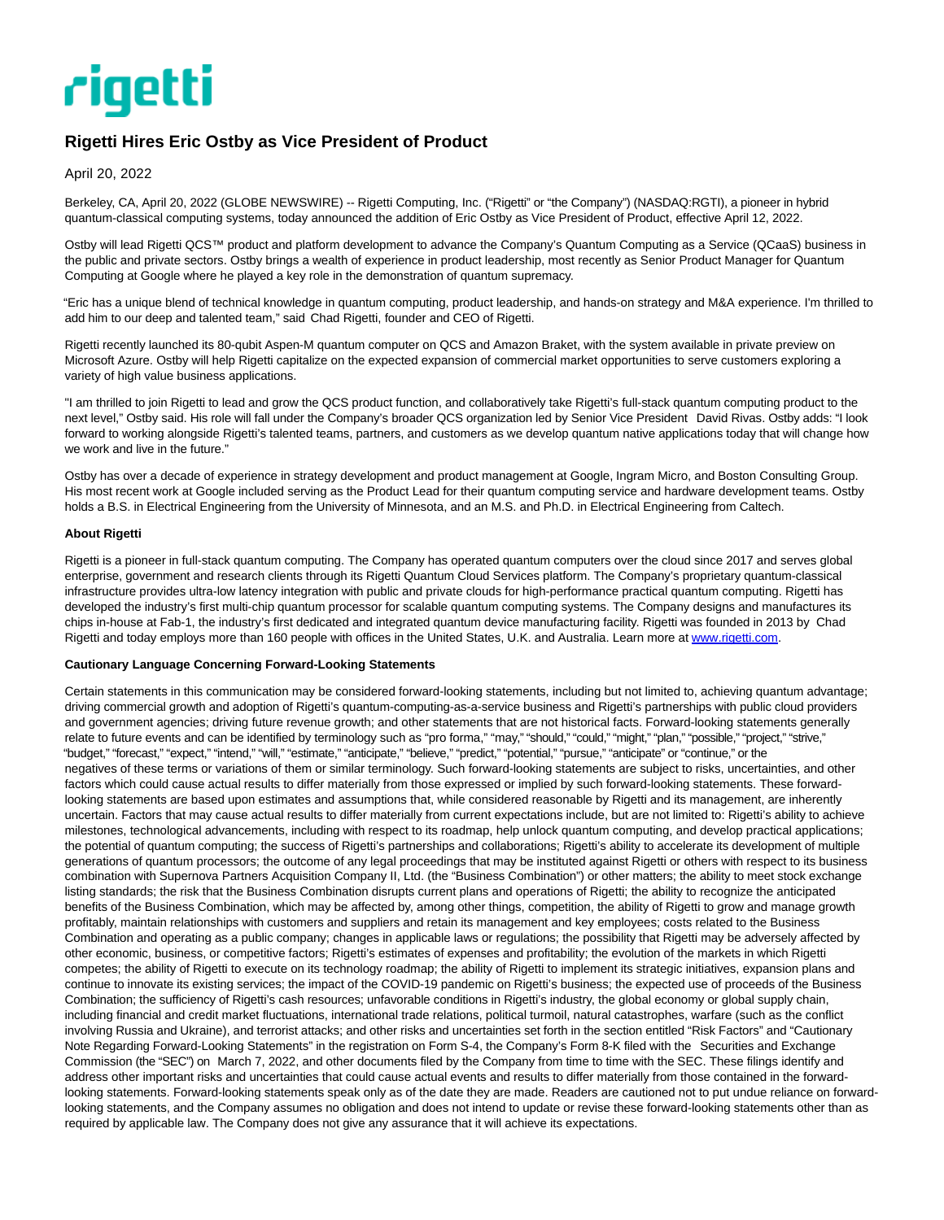rigetti

# Rigetti Hires Eric Ostby as Vice President of Product

April 20, 2022

Berkeley, CA, April 20, 2022 (GLOBE NEWSWIRE) -- Rigetti Computing, Inc. ("Rigetti" or "the Company") (NASDAQ:RGTI), a pioneer in hybrid quantum-classical computing systems, today announced the addition of Eric Ostby as Vice President of Product, effective April 12, 2022.

Ostby will lead Rigetti QCS™ product and platform development to advance the Company's Quantum Computing as a Service (QCaaS) business in the public and private sectors. Ostby brings a wealth of experience in product leadership, most recently as Senior Product Manager for Quantum Computing at Google where he played a key role in the demonstration of quantum supremacy.

"Eric has a unique blend of technical knowledge in quantum computing, product leadership, and hands-on strategy and M&A experience. I'm thrilled to add him to our deep and talented team," said Chad Rigetti, founder and CEO of Rigetti.

Rigetti recently launched its 80-qubit Aspen-M quantum computer on QCS and Amazon Braket, with the system available in private preview on Microsoft Azure. Ostby will help Rigetti capitalize on the expected expansion of commercial market opportunities to serve customers exploring a variety of high value business applications.

"I am thrilled to join Rigetti to lead and grow the QCS product function, and collaboratively take Rigetti's full-stack quantum computing product to the next level," Ostby said. His role will fall under the Company's broader QCS organization led by Senior Vice President David Rivas. Ostby adds: "I look forward to working alongside Rigetti's talented teams, partners, and customers as we develop quantum native applications today that will change how we work and live in the future."

Ostby has over a decade of experience in strategy development and product management at Google, Ingram Micro, and Boston Consulting Group. His most recent work at Google included serving as the Product Lead for their quantum computing service and hardware development teams. Ostby holds a B.S. in Electrical Engineering from the University of Minnesota, and an M.S. and Ph.D. in Electrical Engineering from Caltech.

**About Rigetti**

Rigetti is a pioneer in full-stack quantum computing. The Company has operated quantum computers over the cloud since 2017 and serves global enterprise, government and research clients through its Rigetti Quantum Cloud Services platform. The Company's proprietary quantum-classical infrastructure provides ultra-low latency integration with public and private clouds for high-performance practical quantum computing. Rigetti has developed the industry's first multi-chip quantum processor for scalable quantum computing systems. The Company designs and manufactures its chips in-house at Fab-1, the industry's first dedicated and integrated quantum device manufacturing facility. Rigetti was founded in 2013 by Chad Rigetti and today employs more than 160 people with offices in the United States, U.K. and Australia. Learn more at [www.rigetti.com](http://www.rigetti.com).

**Cautionary Language Concerning Forward-Looking Statements**

Certain statements in this communication may be considered forward-looking statements, including but not limited to, achieving quantum advantage; driving commercial growth and adoption of Rigetti's quantum-computing-as-a-service business and Rigetti's partnerships with public cloud providers and government agencies; driving future revenue growth; and other statements that are not historical facts. Forward-looking statements generally relate to future events and can be identified by terminology such as "pro forma," "may," "should," "could," "might," "plan," "possible," "project," "strive," "budget," "forecast," "expect," "intend," "will," "estimate," "anticipate," "believe," "predict," "potential," "pursue," "anticipate" or "continue," or the negatives of these terms or variations of them or similar terminology. Such forward-looking statements are subject to risks, uncertainties, and other factors which could cause actual results to differ materially from those expressed or implied by such forward-looking statements. These forward-looking statements are based upon estimates and assumptions that, while considered reasonable by Rigetti and its management, are inherently uncertain. Factors that may cause actual results to differ materially from current expectations include, but are not limited to: Rigetti's ability to achieve milestones, technological advancements, including with respect to its roadmap, help unlock quantum computing, and develop practical applications; the potential of quantum computing; the success of Rigetti's partnerships and collaborations; Rigetti's ability to accelerate its development of multiple generations of quantum processors; the outcome of any legal proceedings that may be instituted against Rigetti or others with respect to its business combination with Supernova Partners Acquisition Company II, Ltd. (the "Business Combination") or other matters; the ability to meet stock exchange listing standards; the risk that the Business Combination disrupts current plans and operations of Rigetti; the ability to recognize the anticipated benefits of the Business Combination, which may be affected by, among other things, competition, the ability of Rigetti to grow and manage growth profitably, maintain relationships with customers and suppliers and retain its management and key employees; costs related to the Business Combination and operating as a public company; changes in applicable laws or regulations; the possibility that Rigetti may be adversely affected by other economic, business, or competitive factors; Rigetti's estimates of expenses and profitability; the evolution of the markets in which Rigetti competes; the ability of Rigetti to execute on its technology roadmap; the ability of Rigetti to implement its strategic initiatives, expansion plans and continue to innovate its existing services; the impact of the COVID-19 pandemic on Rigetti's business; the expected use of proceeds of the Business Combination; the sufficiency of Rigetti's cash resources; unfavorable conditions in Rigetti's industry, the global economy or global supply chain, including financial and credit market fluctuations, international trade relations, political turmoil, natural catastrophes, warfare (such as the conflict involving Russia and Ukraine), and terrorist attacks; and other risks and uncertainties set forth in the section entitled "Risk Factors" and "Cautionary Note Regarding Forward-Looking Statements" in the registration on Form S-4, the Company's Form 8-K filed with the Securities and Exchange Commission (the "SEC") on March 7, 2022, and other documents filed by the Company from time to time with the SEC. These filings identify and address other important risks and uncertainties that could cause actual events and results to differ materially from those contained in the forward-looking statements. Forward-looking statements speak only as of the date they are made. Readers are cautioned not to put undue reliance on forward-looking statements, and the Company assumes no obligation and does not intend to update or revise these forward-looking statements other than as required by applicable law. The Company does not give any assurance that it will achieve its expectations.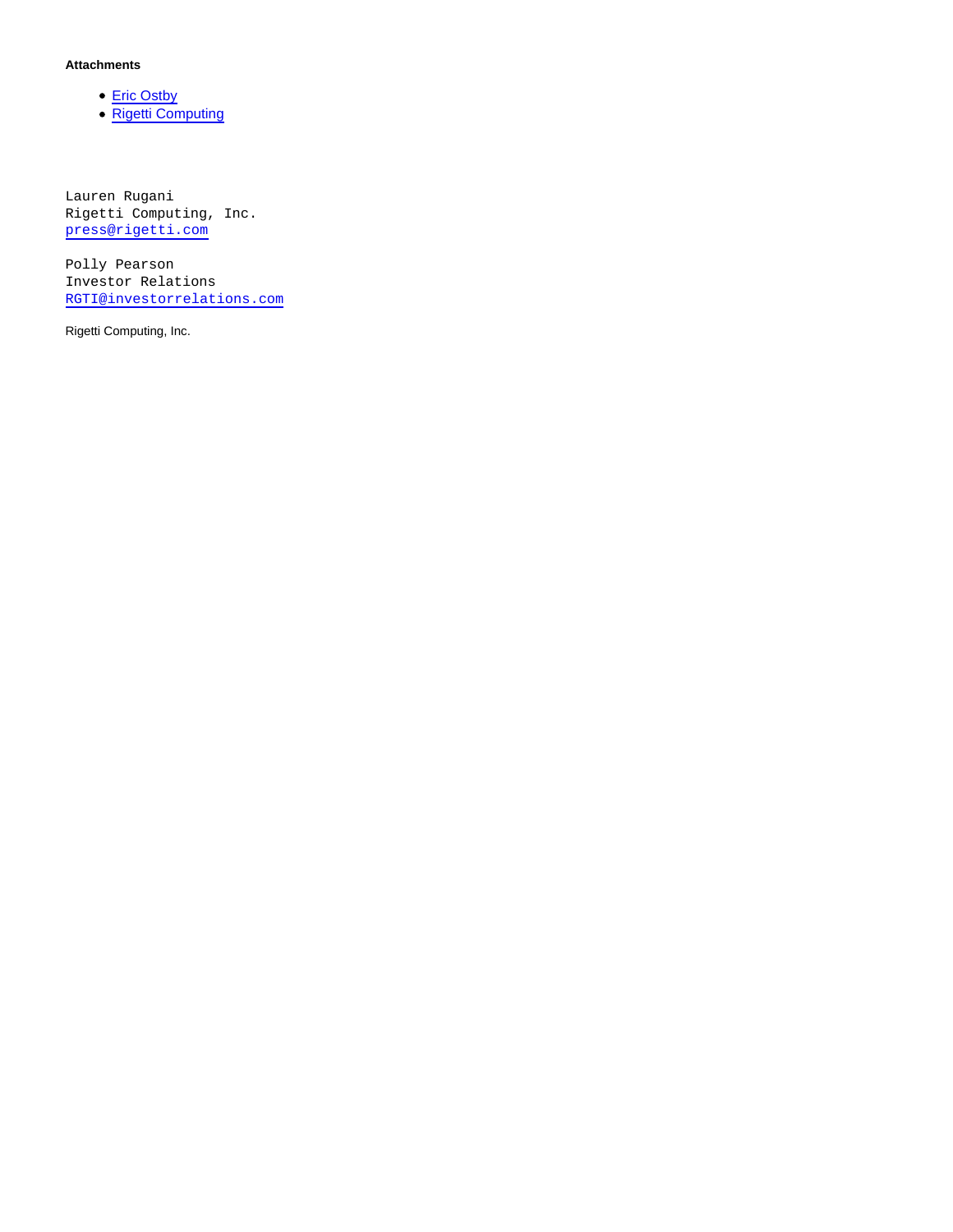**Attachments**

- Eric Ostby
- Rigetti Computing

Lauren Rugani
Rigetti Computing, Inc.
press@rigetti.com

Polly Pearson
Investor Relations
RGTI@investorrelations.com

Rigetti Computing, Inc.